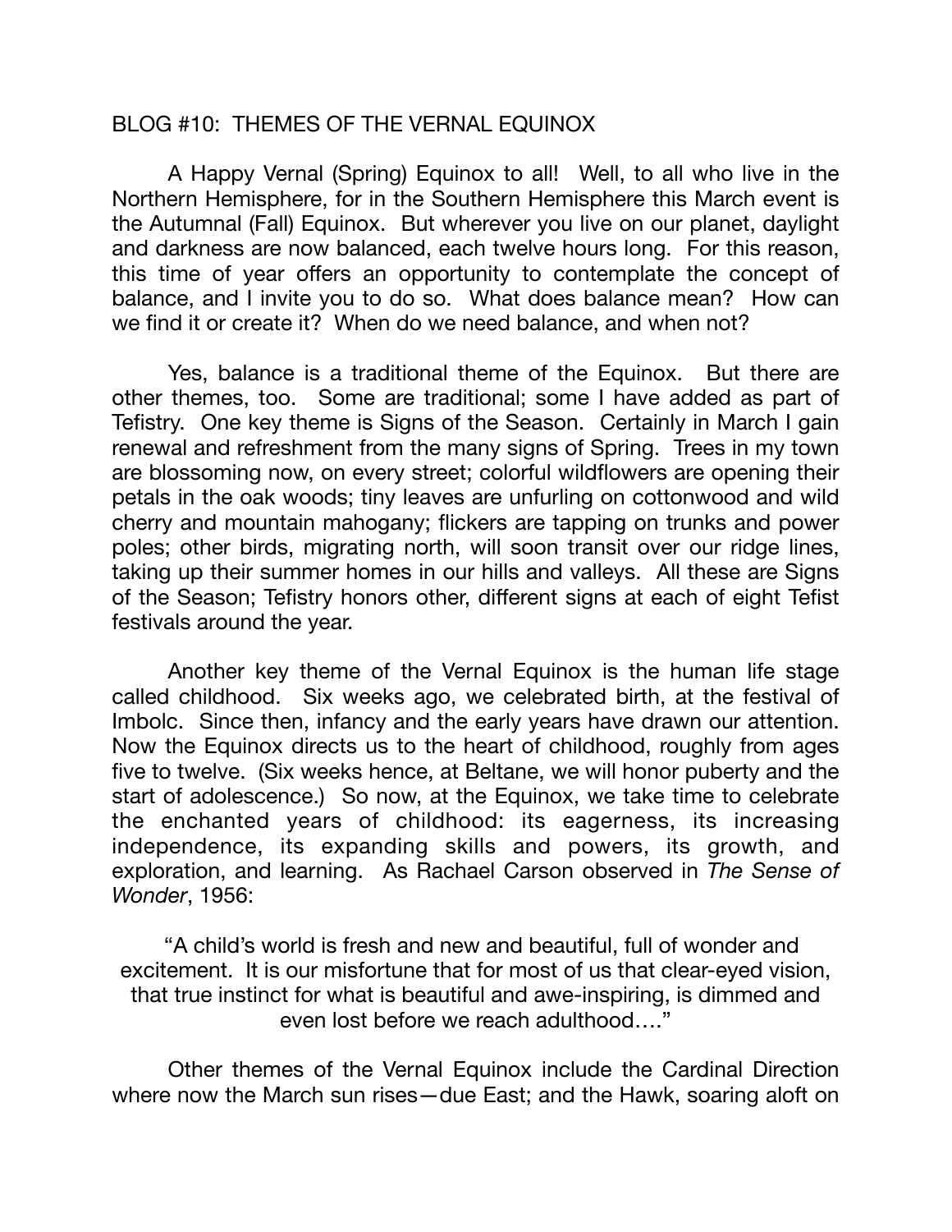# BLOG #10: THEMES OF THE VERNAL EQUINOX

A Happy Vernal (Spring) Equinox to all! Well, to all who live in the Northern Hemisphere, for in the Southern Hemisphere this March event is the Autumnal (Fall) Equinox. But wherever you live on our planet, daylight and darkness are now balanced, each twelve hours long. For this reason, this time of year offers an opportunity to contemplate the concept of balance, and I invite you to do so. What does balance mean? How can we find it or create it? When do we need balance, and when not?

Yes, balance is a traditional theme of the Equinox. But there are other themes, too. Some are traditional; some I have added as part of Tefistry. One key theme is Signs of the Season. Certainly in March I gain renewal and refreshment from the many signs of Spring. Trees in my town are blossoming now, on every street; colorful wildflowers are opening their petals in the oak woods; tiny leaves are unfurling on cottonwood and wild cherry and mountain mahogany; flickers are tapping on trunks and power poles; other birds, migrating north, will soon transit over our ridge lines, taking up their summer homes in our hills and valleys. All these are Signs of the Season; Tefistry honors other, different signs at each of eight Tefist festivals around the year.

Another key theme of the Vernal Equinox is the human life stage called childhood. Six weeks ago, we celebrated birth, at the festival of Imbolc. Since then, infancy and the early years have drawn our attention. Now the Equinox directs us to the heart of childhood, roughly from ages five to twelve. (Six weeks hence, at Beltane, we will honor puberty and the start of adolescence.) So now, at the Equinox, we take time to celebrate the enchanted years of childhood: its eagerness, its increasing independence, its expanding skills and powers, its growth, and exploration, and learning. As Rachael Carson observed in *The Sense of Wonder*, 1956:

> "A child's world is fresh and new and beautiful, full of wonder and excitement. It is our misfortune that for most of us that clear-eyed vision, that true instinct for what is beautiful and awe-inspiring, is dimmed and even lost before we reach adulthood…."

Other themes of the Vernal Equinox include the Cardinal Direction where now the March sun rises—due East; and the Hawk, soaring aloft on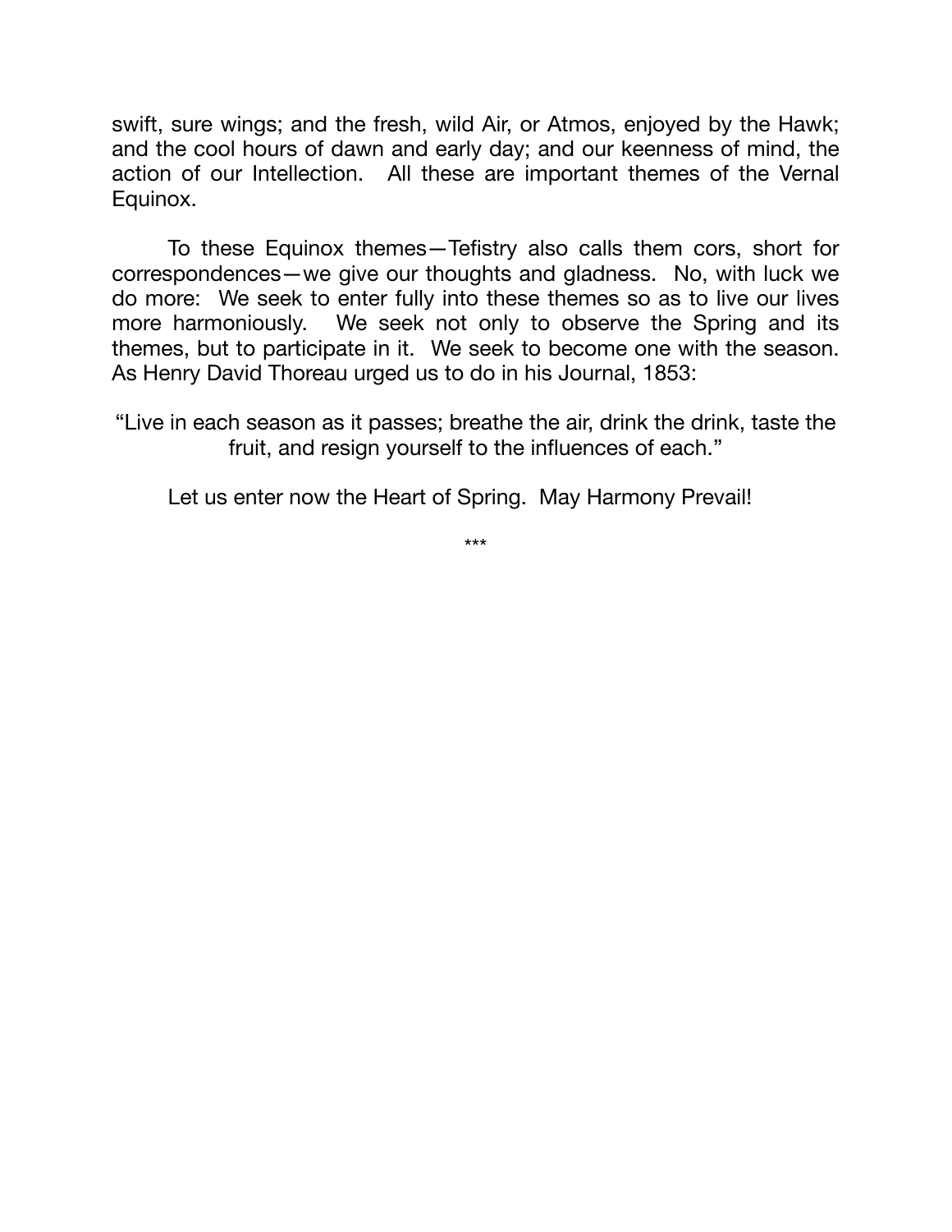swift, sure wings; and the fresh, wild Air, or Atmos, enjoyed by the Hawk; and the cool hours of dawn and early day; and our keenness of mind, the action of our Intellection. All these are important themes of the Vernal Equinox.

To these Equinox themes—Tefistry also calls them cors, short for correspondences—we give our thoughts and gladness. No, with luck we do more: We seek to enter fully into these themes so as to live our lives more harmoniously. We seek not only to observe the Spring and its themes, but to participate in it. We seek to become one with the season. As Henry David Thoreau urged us to do in his Journal, 1853:

> "Live in each season as it passes; breathe the air, drink the drink, taste the fruit, and resign yourself to the influences of each."

Let us enter now the Heart of Spring. May Harmony Prevail!

***